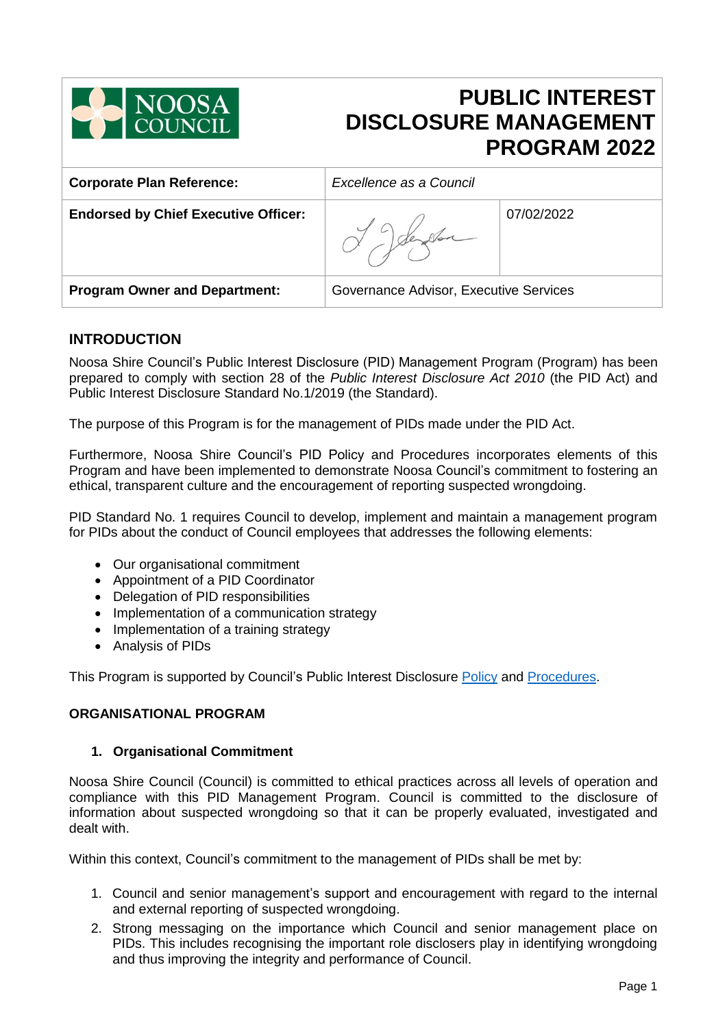# PUBLIC INTEREST DISCLOSURE MANAGEMENT PROGRAM 2022

| **Corporate Plan Reference:** | *Excellence as a Council* | |
|---|---|---|
| **Endorsed by Chief Executive Officer:** | | 07/02/2022 |
| **Program Owner and Department:** | Governance Advisor, Executive Services | |

## INTRODUCTION

Noosa Shire Council's Public Interest Disclosure (PID) Management Program (Program) has been prepared to comply with section 28 of the *Public Interest Disclosure Act 2010* (the PID Act) and Public Interest Disclosure Standard No.1/2019 (the Standard).

The purpose of this Program is for the management of PIDs made under the PID Act.

Furthermore, Noosa Shire Council's PID Policy and Procedures incorporates elements of this Program and have been implemented to demonstrate Noosa Council's commitment to fostering an ethical, transparent culture and the encouragement of reporting suspected wrongdoing.

PID Standard No. 1 requires Council to develop, implement and maintain a management program for PIDs about the conduct of Council employees that addresses the following elements:

- Our organisational commitment
- Appointment of a PID Coordinator
- Delegation of PID responsibilities
- Implementation of a communication strategy
- Implementation of a training strategy
- Analysis of PIDs

This Program is supported by Council's Public Interest Disclosure Policy and Procedures.

### ORGANISATIONAL PROGRAM

#### 1. Organisational Commitment

Noosa Shire Council (Council) is committed to ethical practices across all levels of operation and compliance with this PID Management Program. Council is committed to the disclosure of information about suspected wrongdoing so that it can be properly evaluated, investigated and dealt with.

Within this context, Council's commitment to the management of PIDs shall be met by:

1. Council and senior management's support and encouragement with regard to the internal and external reporting of suspected wrongdoing.
2. Strong messaging on the importance which Council and senior management place on PIDs. This includes recognising the important role disclosers play in identifying wrongdoing and thus improving the integrity and performance of Council.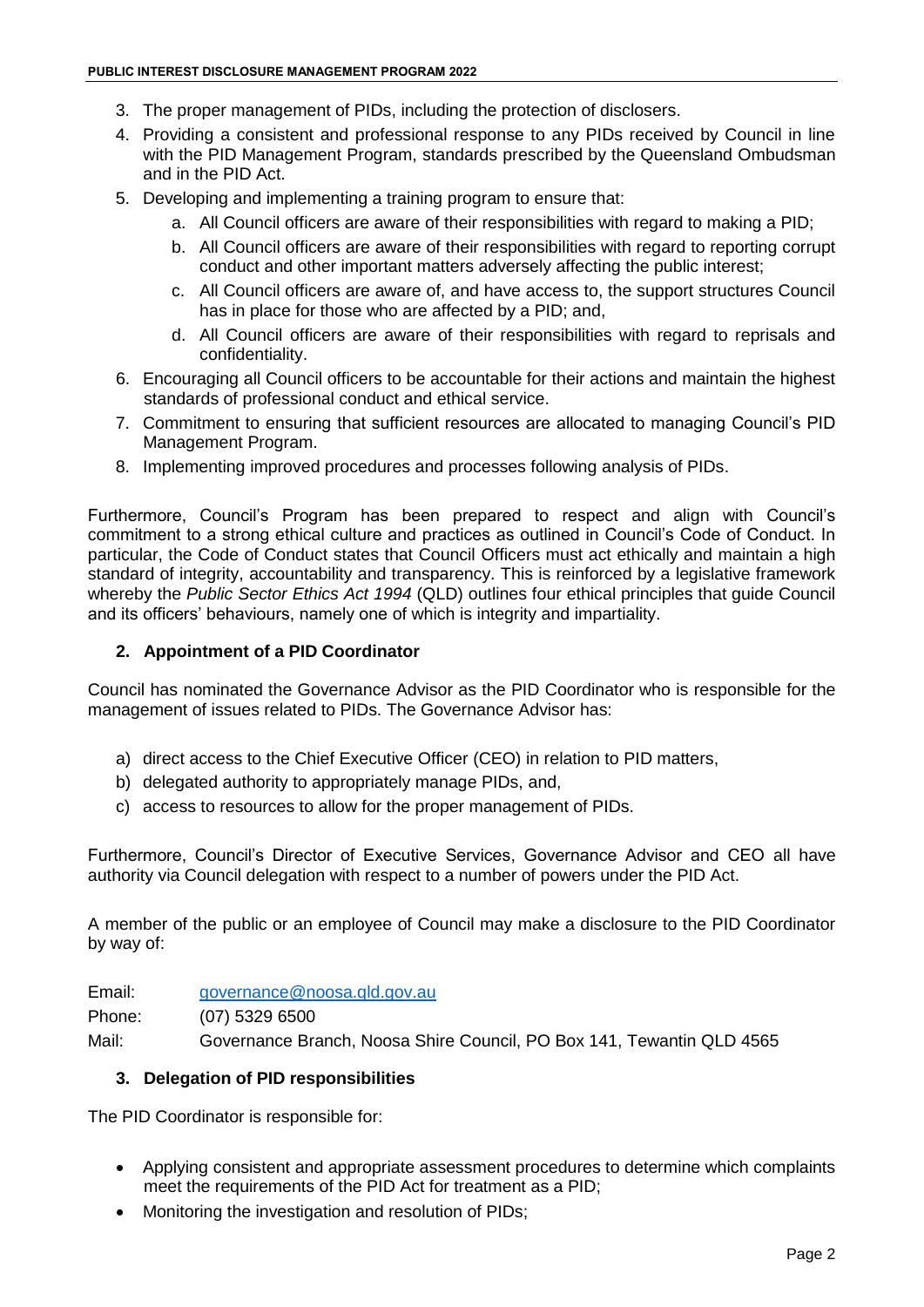3. The proper management of PIDs, including the protection of disclosers.
4. Providing a consistent and professional response to any PIDs received by Council in line with the PID Management Program, standards prescribed by the Queensland Ombudsman and in the PID Act.
5. Developing and implementing a training program to ensure that:
   a. All Council officers are aware of their responsibilities with regard to making a PID;
   b. All Council officers are aware of their responsibilities with regard to reporting corrupt conduct and other important matters adversely affecting the public interest;
   c. All Council officers are aware of, and have access to, the support structures Council has in place for those who are affected by a PID; and,
   d. All Council officers are aware of their responsibilities with regard to reprisals and confidentiality.
6. Encouraging all Council officers to be accountable for their actions and maintain the highest standards of professional conduct and ethical service.
7. Commitment to ensuring that sufficient resources are allocated to managing Council's PID Management Program.
8. Implementing improved procedures and processes following analysis of PIDs.

Furthermore, Council's Program has been prepared to respect and align with Council's commitment to a strong ethical culture and practices as outlined in Council's Code of Conduct. In particular, the Code of Conduct states that Council Officers must act ethically and maintain a high standard of integrity, accountability and transparency. This is reinforced by a legislative framework whereby the *Public Sector Ethics Act 1994* (QLD) outlines four ethical principles that guide Council and its officers' behaviours, namely one of which is integrity and impartiality.

## 2. Appointment of a PID Coordinator

Council has nominated the Governance Advisor as the PID Coordinator who is responsible for the management of issues related to PIDs. The Governance Advisor has:

a) direct access to the Chief Executive Officer (CEO) in relation to PID matters,
b) delegated authority to appropriately manage PIDs, and,
c) access to resources to allow for the proper management of PIDs.

Furthermore, Council's Director of Executive Services, Governance Advisor and CEO all have authority via Council delegation with respect to a number of powers under the PID Act.

A member of the public or an employee of Council may make a disclosure to the PID Coordinator by way of:

Email: governance@noosa.qld.gov.au
Phone: (07) 5329 6500
Mail: Governance Branch, Noosa Shire Council, PO Box 141, Tewantin QLD 4565

## 3. Delegation of PID responsibilities

The PID Coordinator is responsible for:

- Applying consistent and appropriate assessment procedures to determine which complaints meet the requirements of the PID Act for treatment as a PID;
- Monitoring the investigation and resolution of PIDs;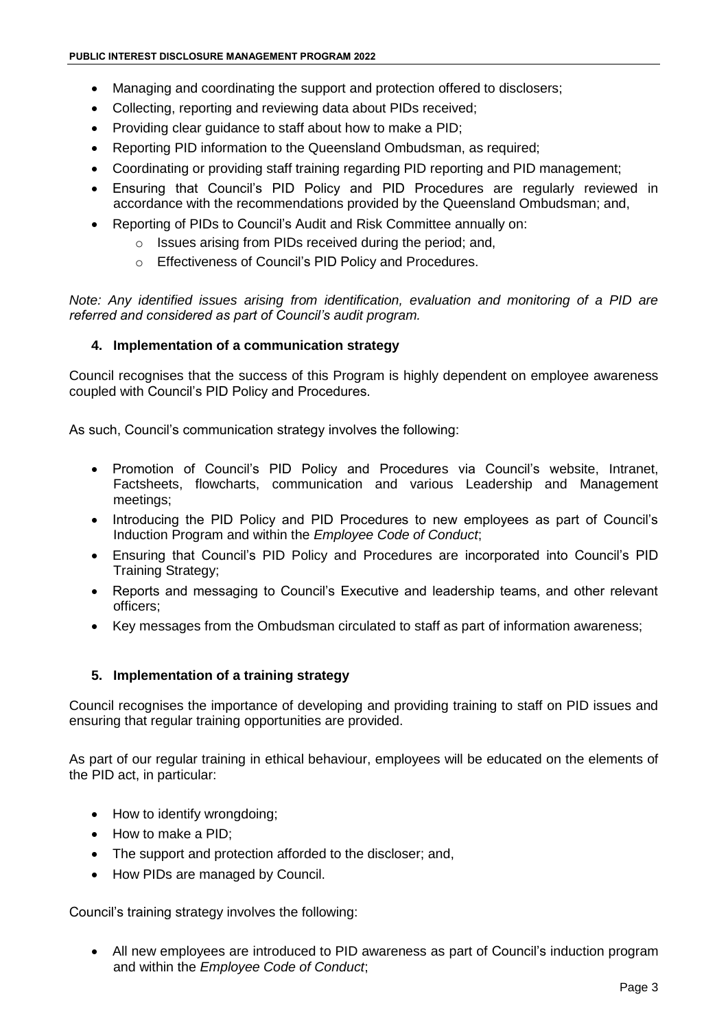- Managing and coordinating the support and protection offered to disclosers;
- Collecting, reporting and reviewing data about PIDs received;
- Providing clear guidance to staff about how to make a PID;
- Reporting PID information to the Queensland Ombudsman, as required;
- Coordinating or providing staff training regarding PID reporting and PID management;
- Ensuring that Council's PID Policy and PID Procedures are regularly reviewed in accordance with the recommendations provided by the Queensland Ombudsman; and,
- Reporting of PIDs to Council's Audit and Risk Committee annually on:
  - Issues arising from PIDs received during the period; and,
  - Effectiveness of Council's PID Policy and Procedures.

*Note: Any identified issues arising from identification, evaluation and monitoring of a PID are referred and considered as part of Council's audit program.*

### 4. Implementation of a communication strategy

Council recognises that the success of this Program is highly dependent on employee awareness coupled with Council's PID Policy and Procedures.

As such, Council's communication strategy involves the following:

- Promotion of Council's PID Policy and Procedures via Council's website, Intranet, Factsheets, flowcharts, communication and various Leadership and Management meetings;
- Introducing the PID Policy and PID Procedures to new employees as part of Council's Induction Program and within the *Employee Code of Conduct*;
- Ensuring that Council's PID Policy and Procedures are incorporated into Council's PID Training Strategy;
- Reports and messaging to Council's Executive and leadership teams, and other relevant officers;
- Key messages from the Ombudsman circulated to staff as part of information awareness;

### 5. Implementation of a training strategy

Council recognises the importance of developing and providing training to staff on PID issues and ensuring that regular training opportunities are provided.

As part of our regular training in ethical behaviour, employees will be educated on the elements of the PID act, in particular:

- How to identify wrongdoing;
- How to make a PID;
- The support and protection afforded to the discloser; and,
- How PIDs are managed by Council.

Council's training strategy involves the following:

- All new employees are introduced to PID awareness as part of Council's induction program and within the *Employee Code of Conduct*;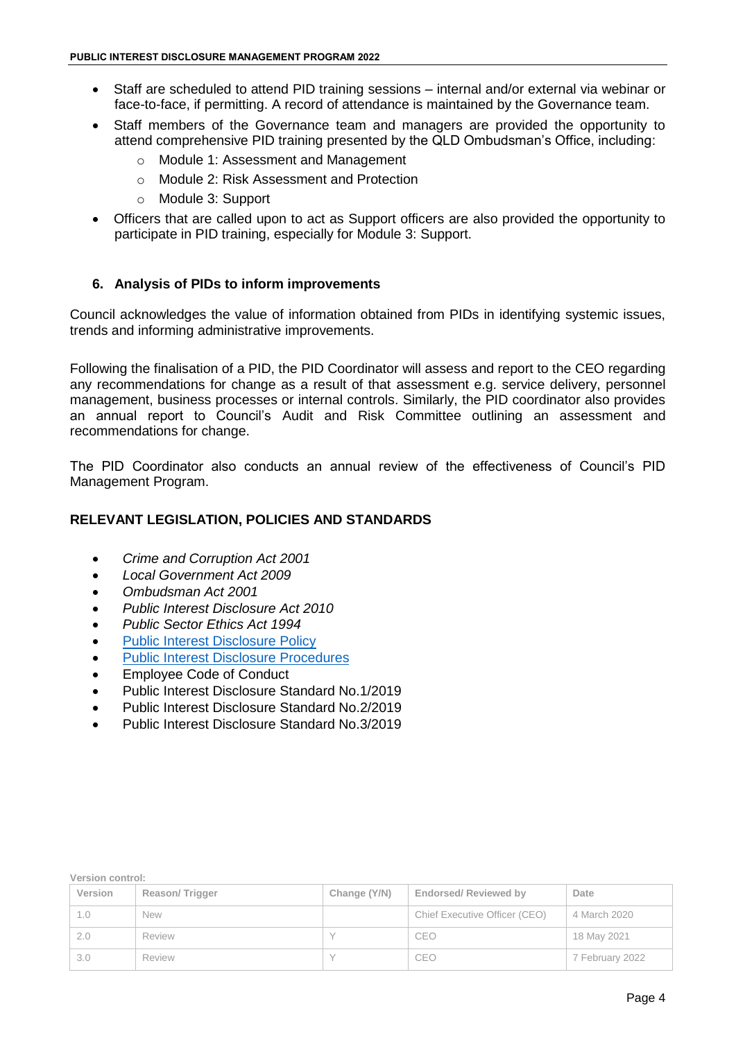- Staff are scheduled to attend PID training sessions – internal and/or external via webinar or face-to-face, if permitting. A record of attendance is maintained by the Governance team.
- Staff members of the Governance team and managers are provided the opportunity to attend comprehensive PID training presented by the QLD Ombudsman's Office, including:
  - Module 1: Assessment and Management
  - Module 2: Risk Assessment and Protection
  - Module 3: Support
- Officers that are called upon to act as Support officers are also provided the opportunity to participate in PID training, especially for Module 3: Support.

### 6. Analysis of PIDs to inform improvements

Council acknowledges the value of information obtained from PIDs in identifying systemic issues, trends and informing administrative improvements.

Following the finalisation of a PID, the PID Coordinator will assess and report to the CEO regarding any recommendations for change as a result of that assessment e.g. service delivery, personnel management, business processes or internal controls. Similarly, the PID coordinator also provides an annual report to Council's Audit and Risk Committee outlining an assessment and recommendations for change.

The PID Coordinator also conducts an annual review of the effectiveness of Council's PID Management Program.

## RELEVANT LEGISLATION, POLICIES AND STANDARDS

- *Crime and Corruption Act 2001*
- *Local Government Act 2009*
- *Ombudsman Act 2001*
- *Public Interest Disclosure Act 2010*
- *Public Sector Ethics Act 1994*
- Public Interest Disclosure Policy
- Public Interest Disclosure Procedures
- Employee Code of Conduct
- Public Interest Disclosure Standard No.1/2019
- Public Interest Disclosure Standard No.2/2019
- Public Interest Disclosure Standard No.3/2019

Version control:

| Version | Reason/ Trigger | Change (Y/N) | Endorsed/ Reviewed by | Date |
|---|---|---|---|---|
| 1.0 | New | | Chief Executive Officer (CEO) | 4 March 2020 |
| 2.0 | Review | Y | CEO | 18 May 2021 |
| 3.0 | Review | Y | CEO | 7 February 2022 |